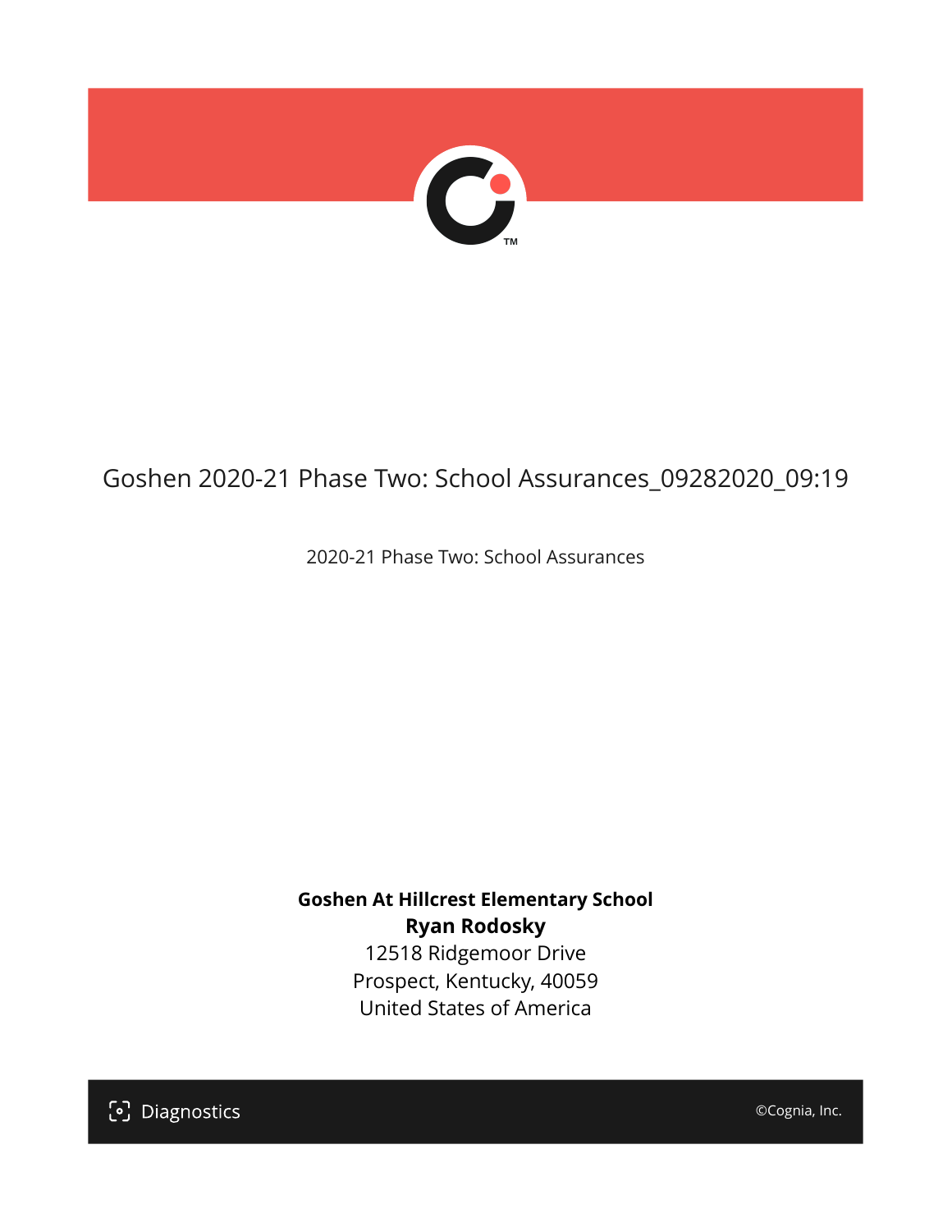# Goshen 2020-21 Phase Two: School Assurances_09282020_09:19

2020-21 Phase Two: School Assurances

**Goshen At Hillcrest Elementary School**
**Ryan Rodosky**
12518 Ridgemoor Drive
Prospect, Kentucky, 40059
United States of America

Diagnostics

©Cognia, Inc.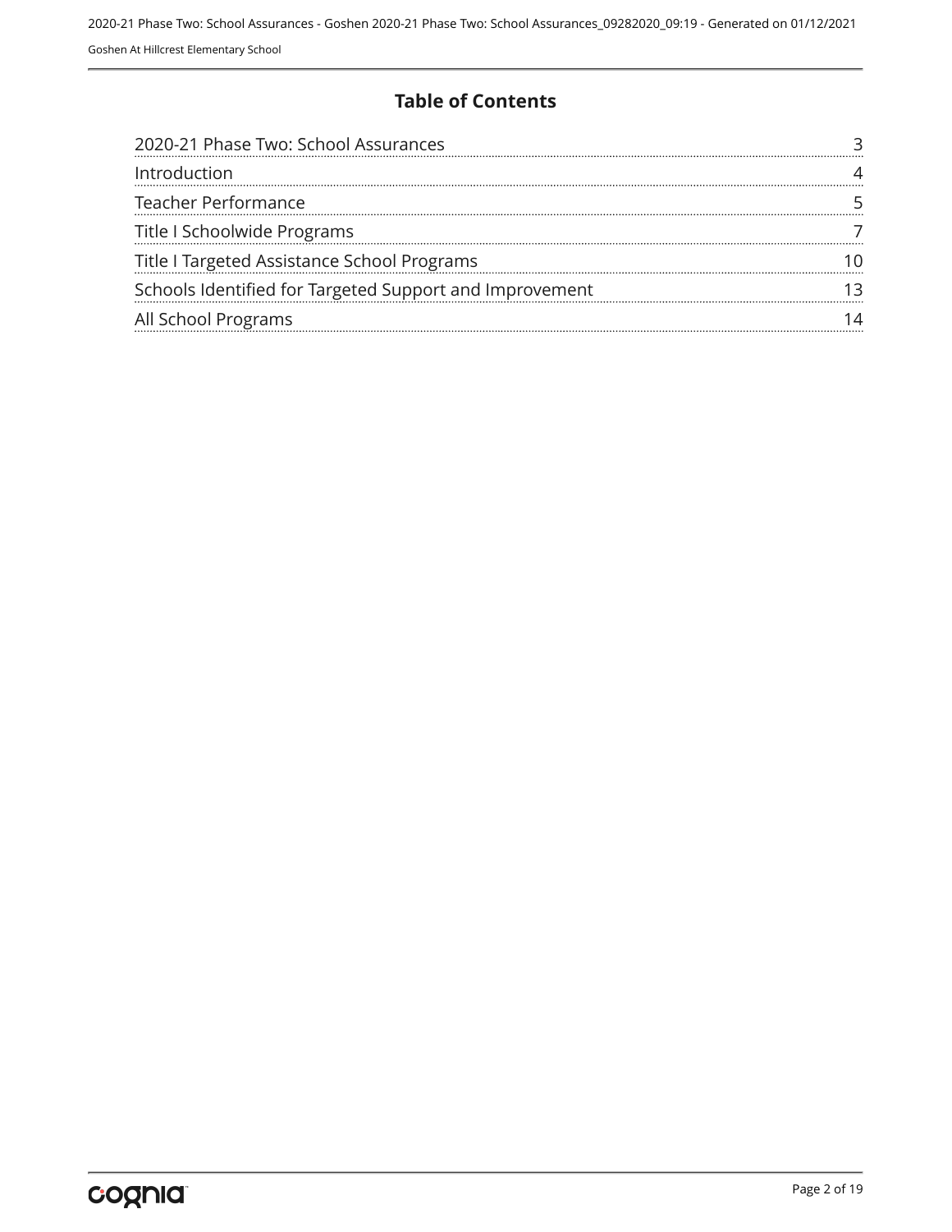# Table of Contents

| | |
|---|---|
| 2020-21 Phase Two: School Assurances | 3 |
| Introduction | 4 |
| Teacher Performance | 5 |
| Title I Schoolwide Programs | 7 |
| Title I Targeted Assistance School Programs | 10 |
| Schools Identified for Targeted Support and Improvement | 13 |
| All School Programs | 14 |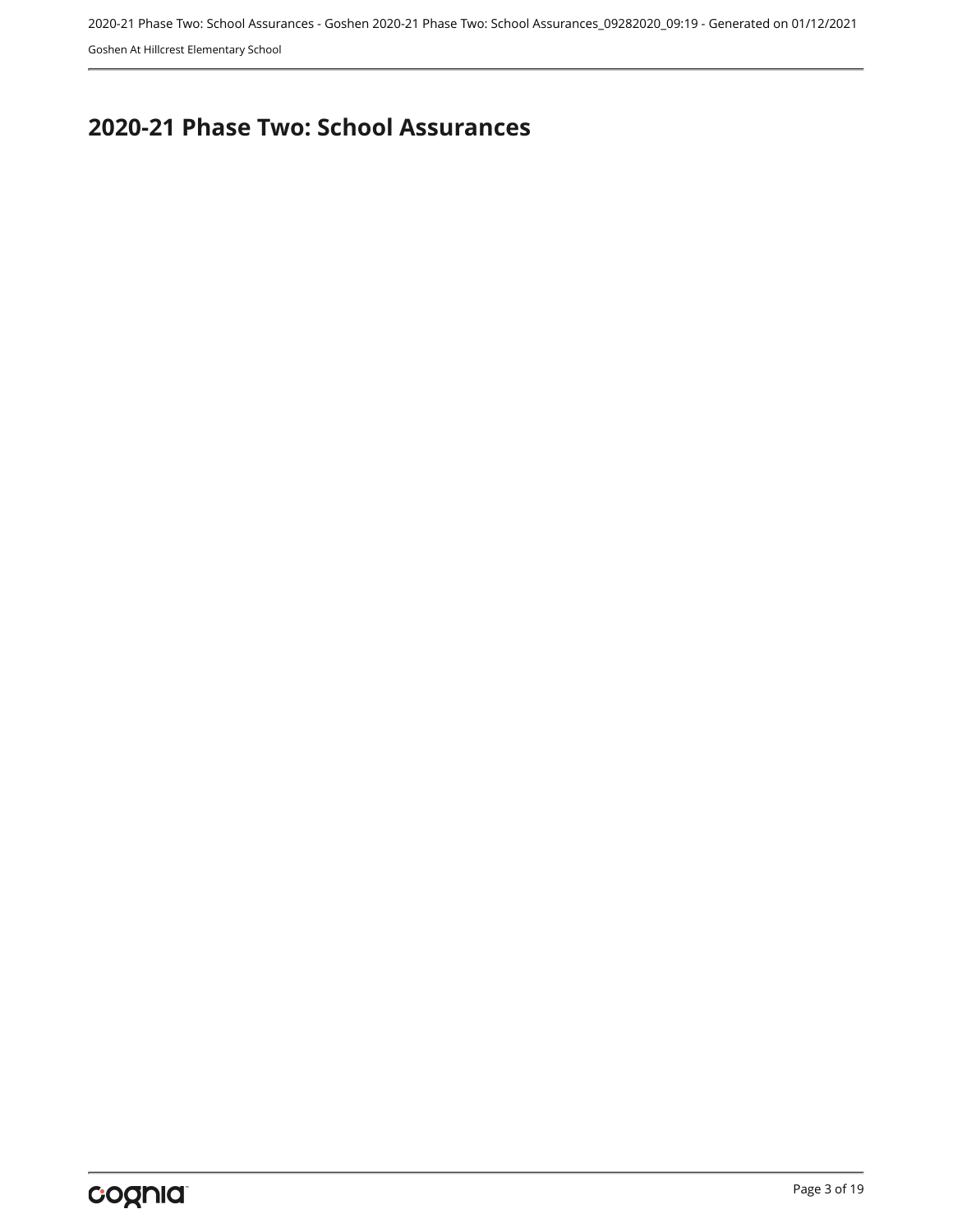# 2020-21 Phase Two: School Assurances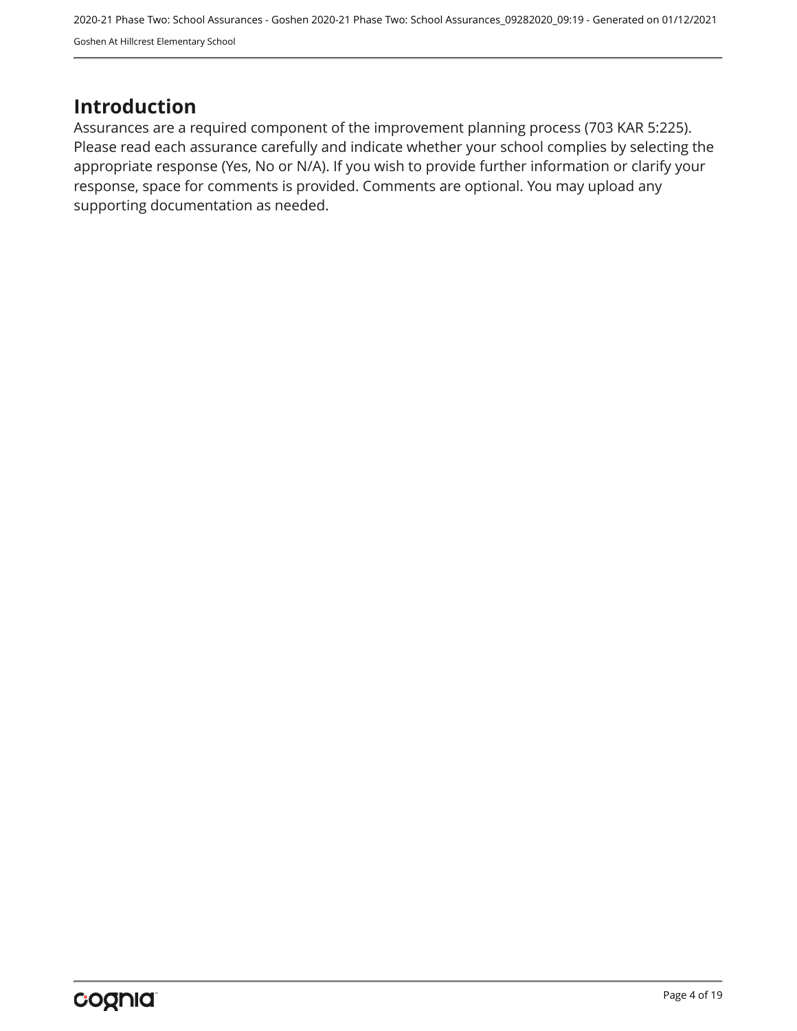# Introduction

Assurances are a required component of the improvement planning process (703 KAR 5:225). Please read each assurance carefully and indicate whether your school complies by selecting the appropriate response (Yes, No or N/A). If you wish to provide further information or clarify your response, space for comments is provided. Comments are optional. You may upload any supporting documentation as needed.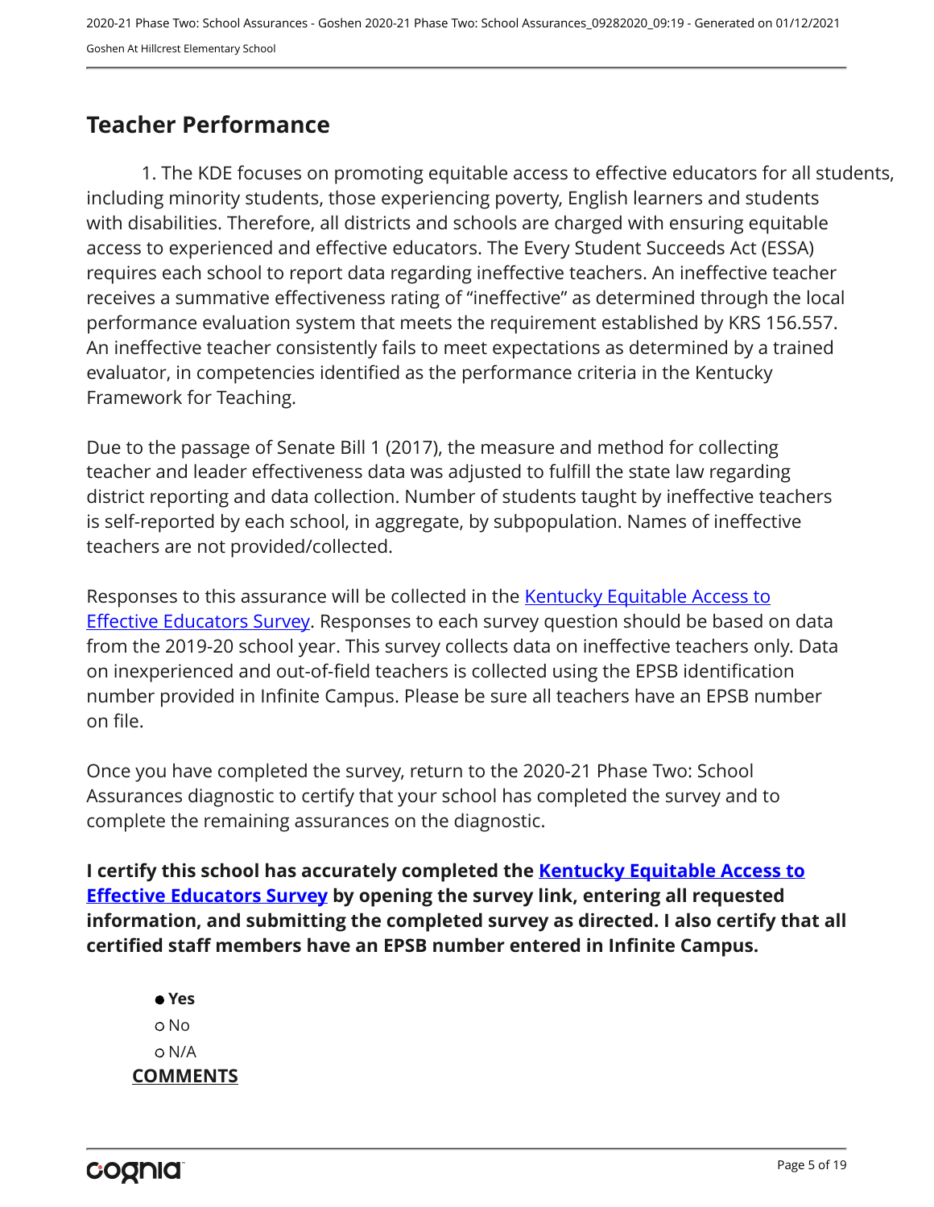## Teacher Performance

1. The KDE focuses on promoting equitable access to effective educators for all students, including minority students, those experiencing poverty, English learners and students with disabilities. Therefore, all districts and schools are charged with ensuring equitable access to experienced and effective educators. The Every Student Succeeds Act (ESSA) requires each school to report data regarding ineffective teachers. An ineffective teacher receives a summative effectiveness rating of "ineffective" as determined through the local performance evaluation system that meets the requirement established by KRS 156.557. An ineffective teacher consistently fails to meet expectations as determined by a trained evaluator, in competencies identified as the performance criteria in the Kentucky Framework for Teaching.

Due to the passage of Senate Bill 1 (2017), the measure and method for collecting teacher and leader effectiveness data was adjusted to fulfill the state law regarding district reporting and data collection. Number of students taught by ineffective teachers is self-reported by each school, in aggregate, by subpopulation. Names of ineffective teachers are not provided/collected.

Responses to this assurance will be collected in the Kentucky Equitable Access to Effective Educators Survey. Responses to each survey question should be based on data from the 2019-20 school year. This survey collects data on ineffective teachers only. Data on inexperienced and out-of-field teachers is collected using the EPSB identification number provided in Infinite Campus. Please be sure all teachers have an EPSB number on file.

Once you have completed the survey, return to the 2020-21 Phase Two: School Assurances diagnostic to certify that your school has completed the survey and to complete the remaining assurances on the diagnostic.

**I certify this school has accurately completed the Kentucky Equitable Access to Effective Educators Survey by opening the survey link, entering all requested information, and submitting the completed survey as directed. I also certify that all certified staff members have an EPSB number entered in Infinite Campus.**

- ● **Yes**
- ○ No
- ○ N/A

**COMMENTS**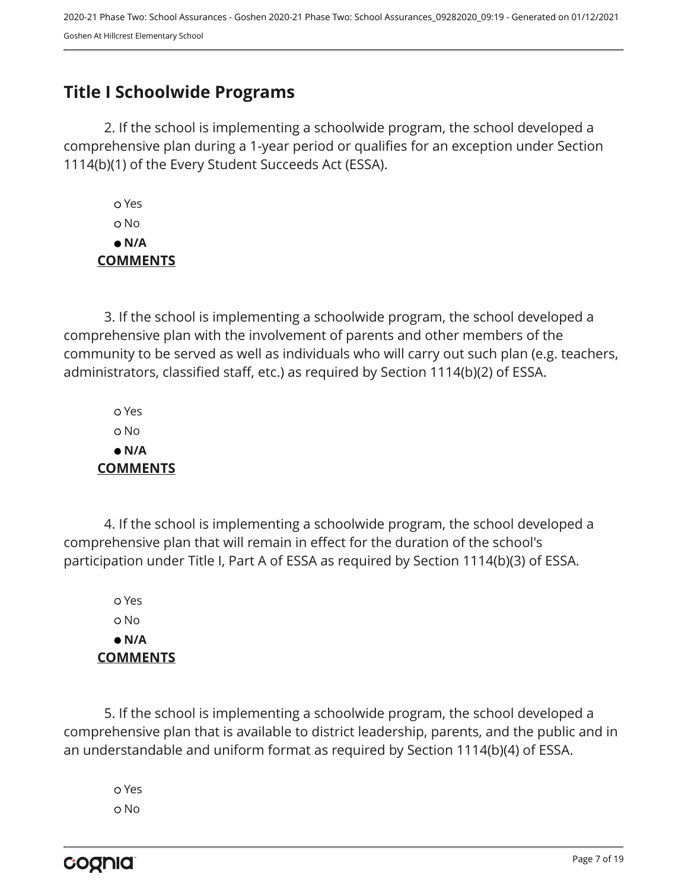## Title I Schoolwide Programs

2. If the school is implementing a schoolwide program, the school developed a comprehensive plan during a 1-year period or qualifies for an exception under Section 1114(b)(1) of the Every Student Succeeds Act (ESSA).

- ○ Yes
- ○ No
- ● **N/A**

**COMMENTS**

3. If the school is implementing a schoolwide program, the school developed a comprehensive plan with the involvement of parents and other members of the community to be served as well as individuals who will carry out such plan (e.g. teachers, administrators, classified staff, etc.) as required by Section 1114(b)(2) of ESSA.

- ○ Yes
- ○ No
- ● **N/A**

**COMMENTS**

4. If the school is implementing a schoolwide program, the school developed a comprehensive plan that will remain in effect for the duration of the school's participation under Title I, Part A of ESSA as required by Section 1114(b)(3) of ESSA.

- ○ Yes
- ○ No
- ● **N/A**

**COMMENTS**

5. If the school is implementing a schoolwide program, the school developed a comprehensive plan that is available to district leadership, parents, and the public and in an understandable and uniform format as required by Section 1114(b)(4) of ESSA.

- ○ Yes
- ○ No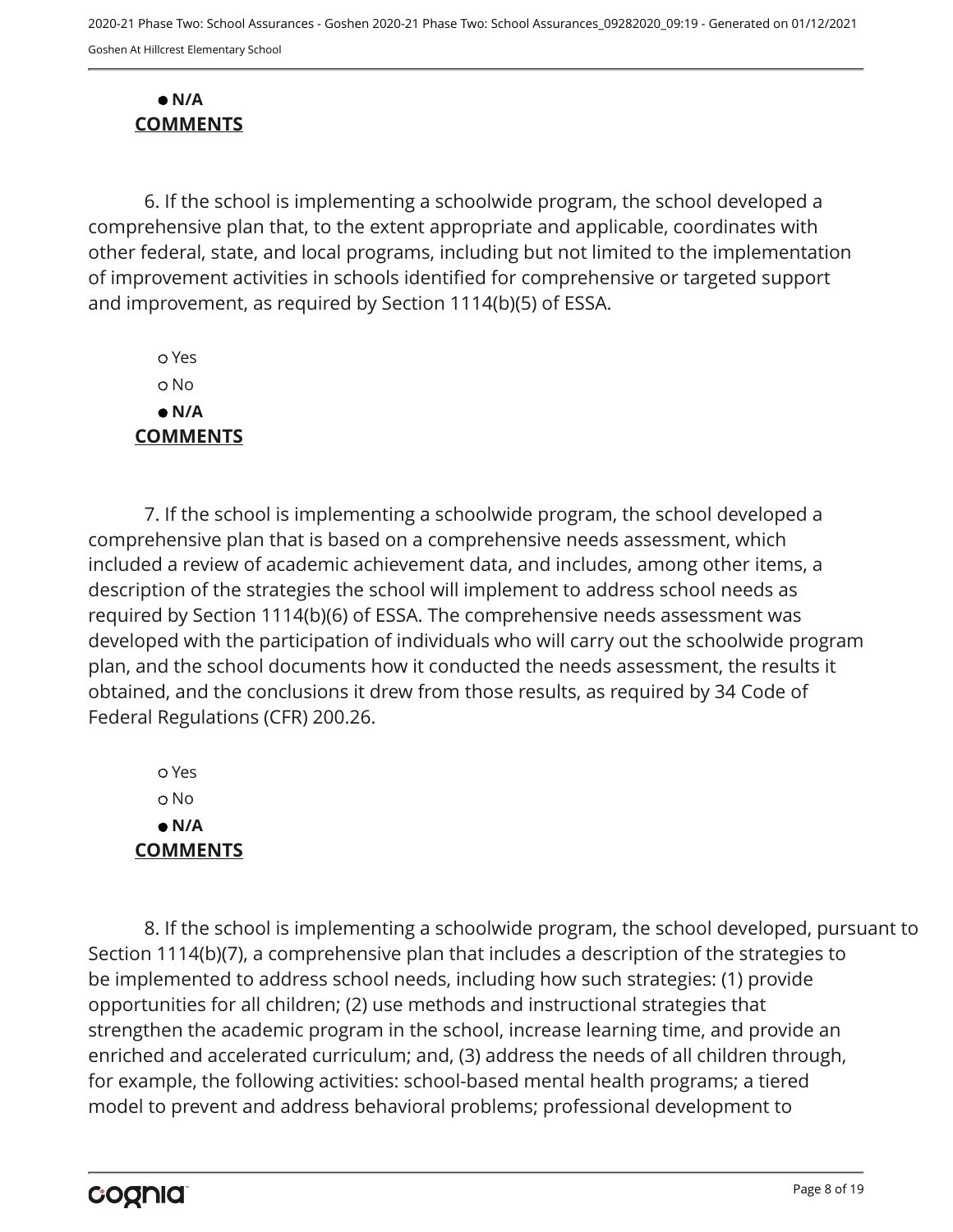- **N/A**

**COMMENTS**

6. If the school is implementing a schoolwide program, the school developed a comprehensive plan that, to the extent appropriate and applicable, coordinates with other federal, state, and local programs, including but not limited to the implementation of improvement activities in schools identified for comprehensive or targeted support and improvement, as required by Section 1114(b)(5) of ESSA.

- Yes
- No
- **N/A**

**COMMENTS**

7. If the school is implementing a schoolwide program, the school developed a comprehensive plan that is based on a comprehensive needs assessment, which included a review of academic achievement data, and includes, among other items, a description of the strategies the school will implement to address school needs as required by Section 1114(b)(6) of ESSA. The comprehensive needs assessment was developed with the participation of individuals who will carry out the schoolwide program plan, and the school documents how it conducted the needs assessment, the results it obtained, and the conclusions it drew from those results, as required by 34 Code of Federal Regulations (CFR) 200.26.

- Yes
- No
- **N/A**

**COMMENTS**

8. If the school is implementing a schoolwide program, the school developed, pursuant to Section 1114(b)(7), a comprehensive plan that includes a description of the strategies to be implemented to address school needs, including how such strategies: (1) provide opportunities for all children; (2) use methods and instructional strategies that strengthen the academic program in the school, increase learning time, and provide an enriched and accelerated curriculum; and, (3) address the needs of all children through, for example, the following activities: school-based mental health programs; a tiered model to prevent and address behavioral problems; professional development to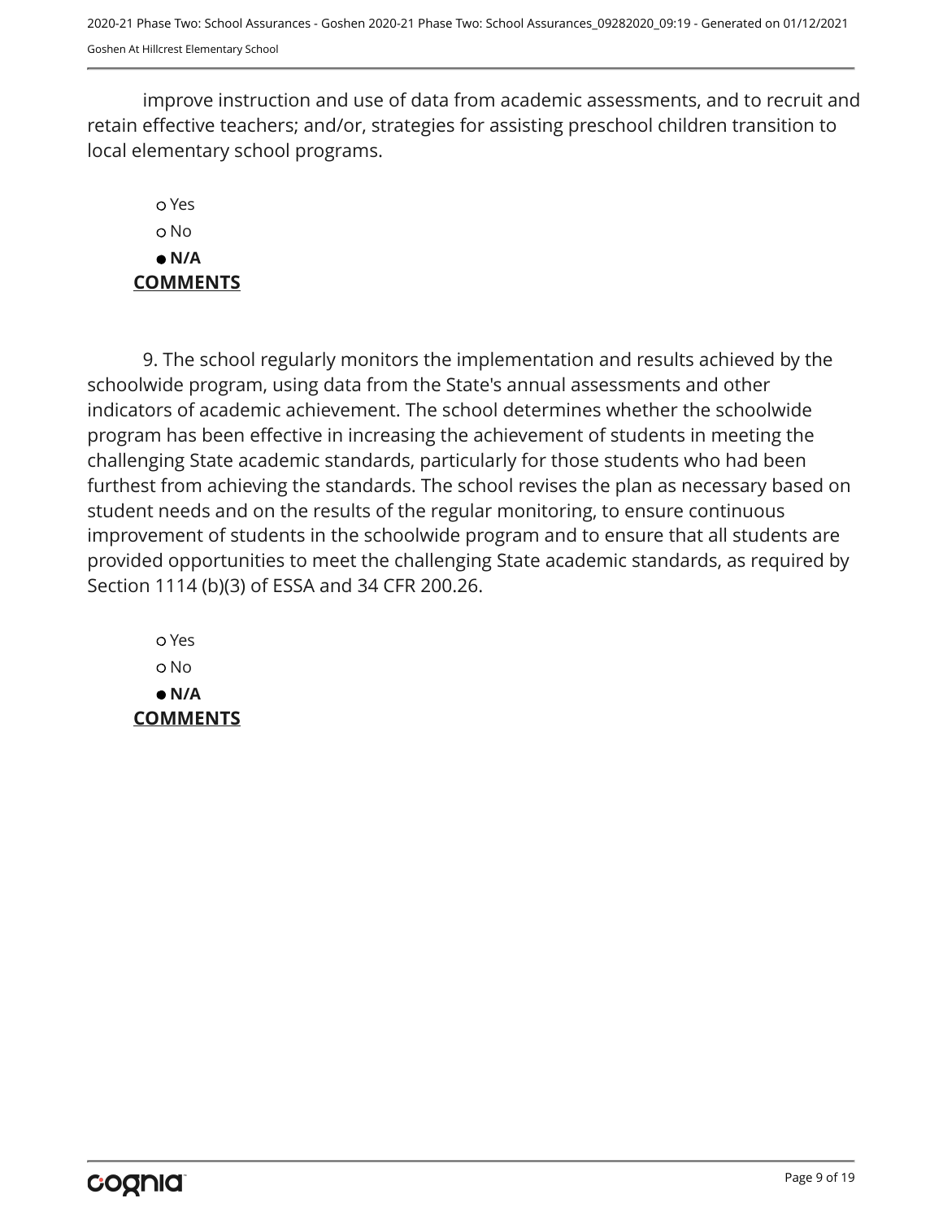improve instruction and use of data from academic assessments, and to recruit and retain effective teachers; and/or, strategies for assisting preschool children transition to local elementary school programs.

- ○ Yes
- ○ No
- ● **N/A**

**COMMENTS**

9. The school regularly monitors the implementation and results achieved by the schoolwide program, using data from the State's annual assessments and other indicators of academic achievement. The school determines whether the schoolwide program has been effective in increasing the achievement of students in meeting the challenging State academic standards, particularly for those students who had been furthest from achieving the standards. The school revises the plan as necessary based on student needs and on the results of the regular monitoring, to ensure continuous improvement of students in the schoolwide program and to ensure that all students are provided opportunities to meet the challenging State academic standards, as required by Section 1114 (b)(3) of ESSA and 34 CFR 200.26.

- ○ Yes
- ○ No
- ● **N/A**

**COMMENTS**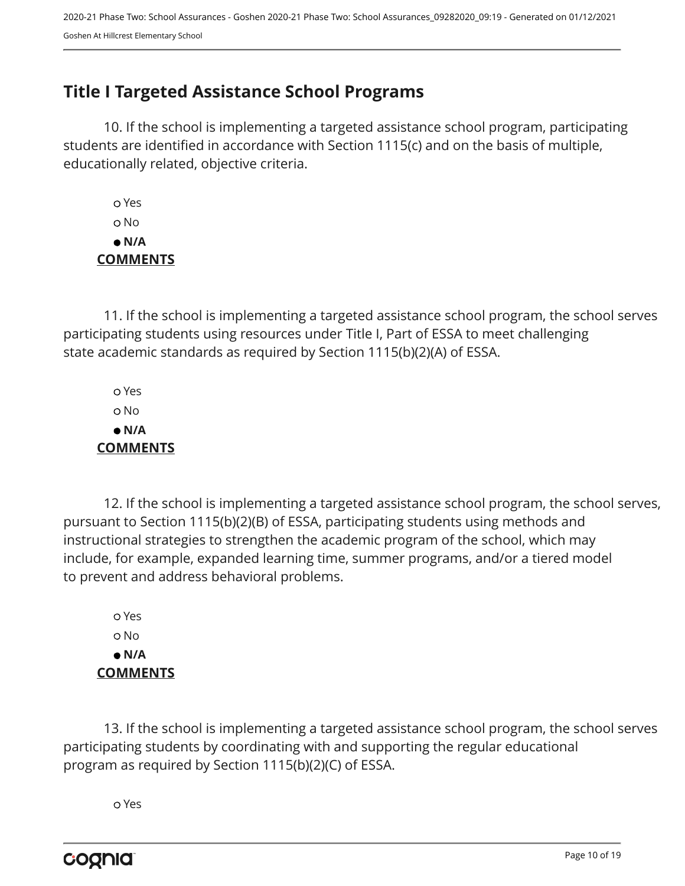## Title I Targeted Assistance School Programs

10. If the school is implementing a targeted assistance school program, participating students are identified in accordance with Section 1115(c) and on the basis of multiple, educationally related, objective criteria.

- ○ Yes
- ○ No
- ● **N/A**

**COMMENTS**

11. If the school is implementing a targeted assistance school program, the school serves participating students using resources under Title I, Part of ESSA to meet challenging state academic standards as required by Section 1115(b)(2)(A) of ESSA.

- ○ Yes
- ○ No
- ● **N/A**

**COMMENTS**

12. If the school is implementing a targeted assistance school program, the school serves, pursuant to Section 1115(b)(2)(B) of ESSA, participating students using methods and instructional strategies to strengthen the academic program of the school, which may include, for example, expanded learning time, summer programs, and/or a tiered model to prevent and address behavioral problems.

- ○ Yes
- ○ No
- ● **N/A**

**COMMENTS**

13. If the school is implementing a targeted assistance school program, the school serves participating students by coordinating with and supporting the regular educational program as required by Section 1115(b)(2)(C) of ESSA.

- ○ Yes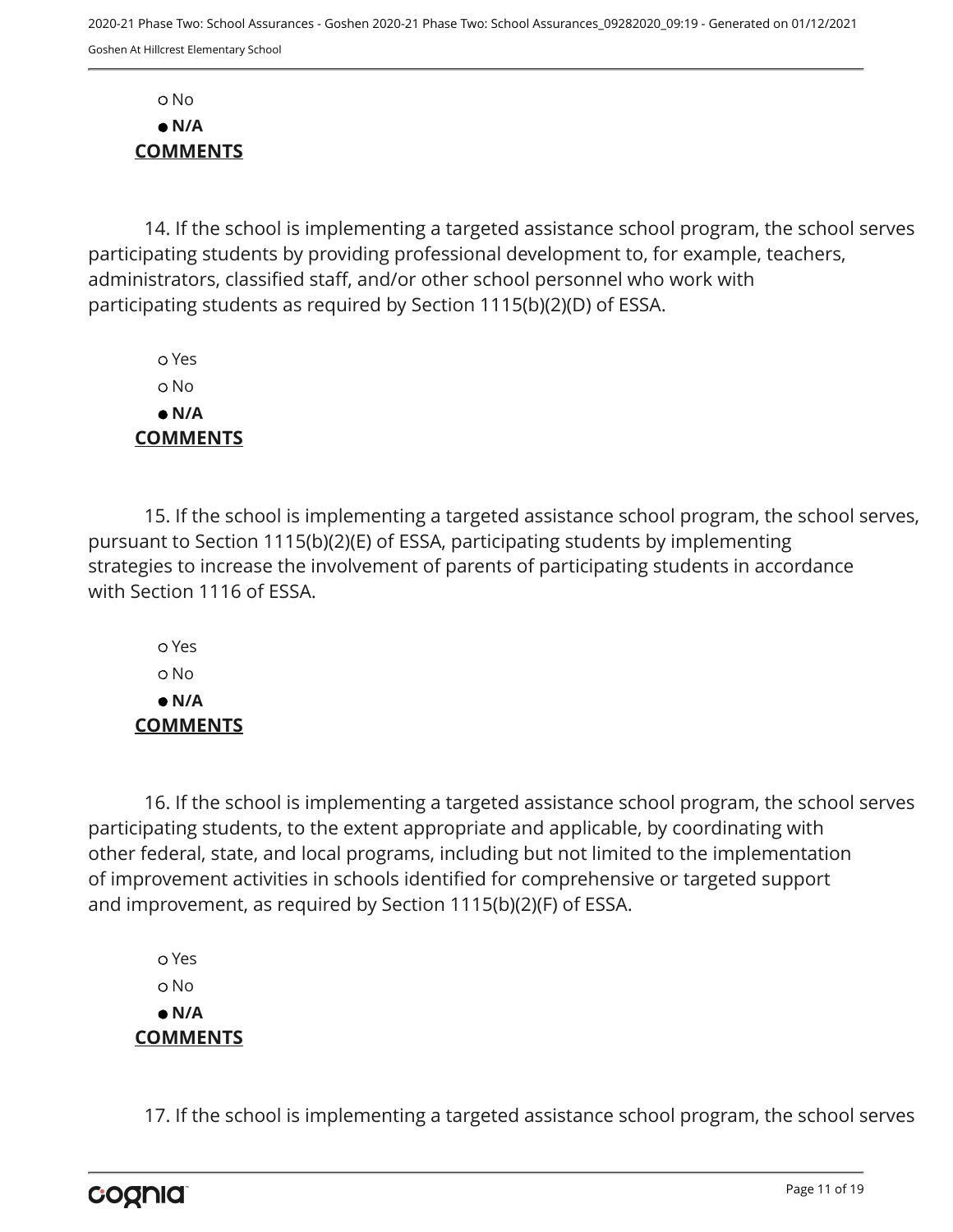○ No

● **N/A**

**COMMENTS**

14. If the school is implementing a targeted assistance school program, the school serves participating students by providing professional development to, for example, teachers, administrators, classified staff, and/or other school personnel who work with participating students as required by Section 1115(b)(2)(D) of ESSA.

○ Yes

○ No

● **N/A**

**COMMENTS**

15. If the school is implementing a targeted assistance school program, the school serves, pursuant to Section 1115(b)(2)(E) of ESSA, participating students by implementing strategies to increase the involvement of parents of participating students in accordance with Section 1116 of ESSA.

○ Yes

○ No

● **N/A**

**COMMENTS**

16. If the school is implementing a targeted assistance school program, the school serves participating students, to the extent appropriate and applicable, by coordinating with other federal, state, and local programs, including but not limited to the implementation of improvement activities in schools identified for comprehensive or targeted support and improvement, as required by Section 1115(b)(2)(F) of ESSA.

○ Yes

○ No

● **N/A**

**COMMENTS**

17. If the school is implementing a targeted assistance school program, the school serves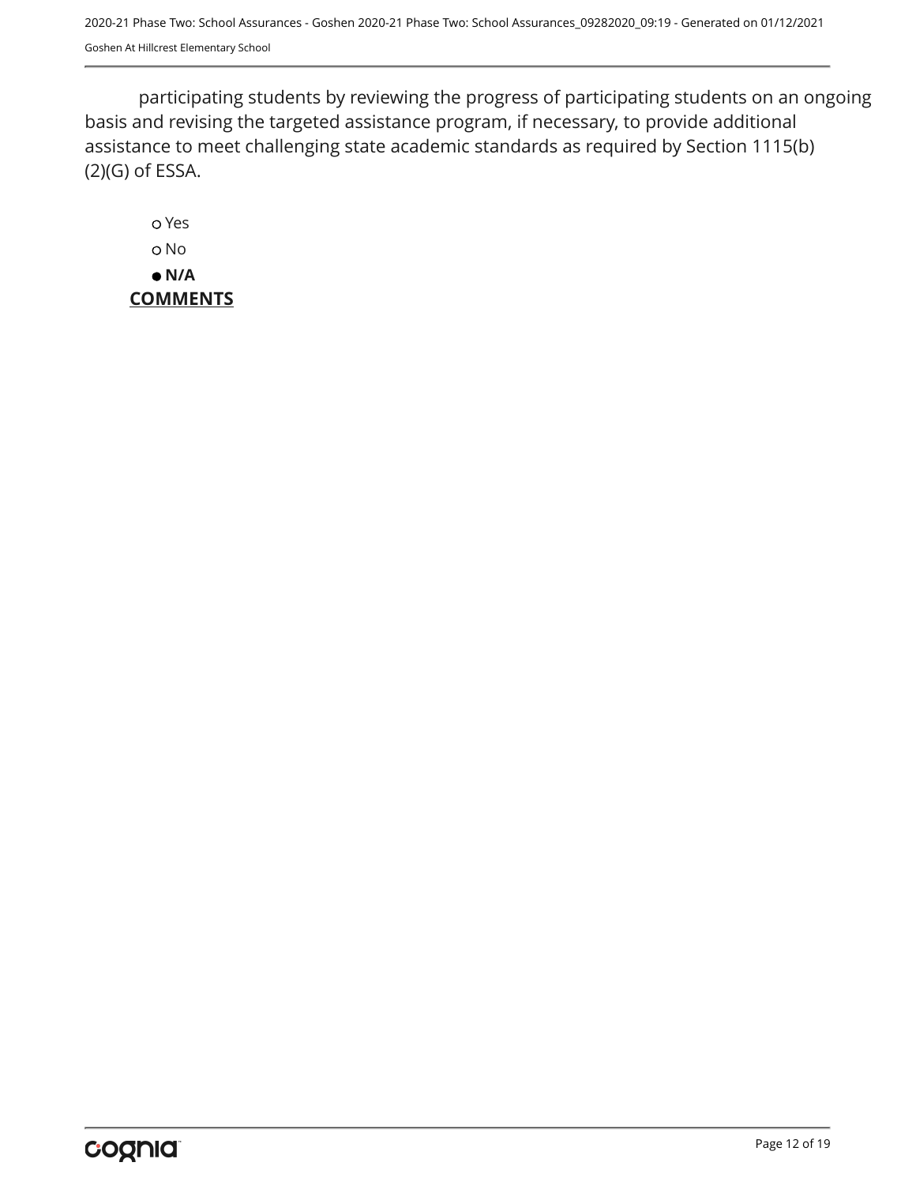participating students by reviewing the progress of participating students on an ongoing basis and revising the targeted assistance program, if necessary, to provide additional assistance to meet challenging state academic standards as required by Section 1115(b)(2)(G) of ESSA.

- ○ Yes
- ○ No
- ● **N/A**

**COMMENTS**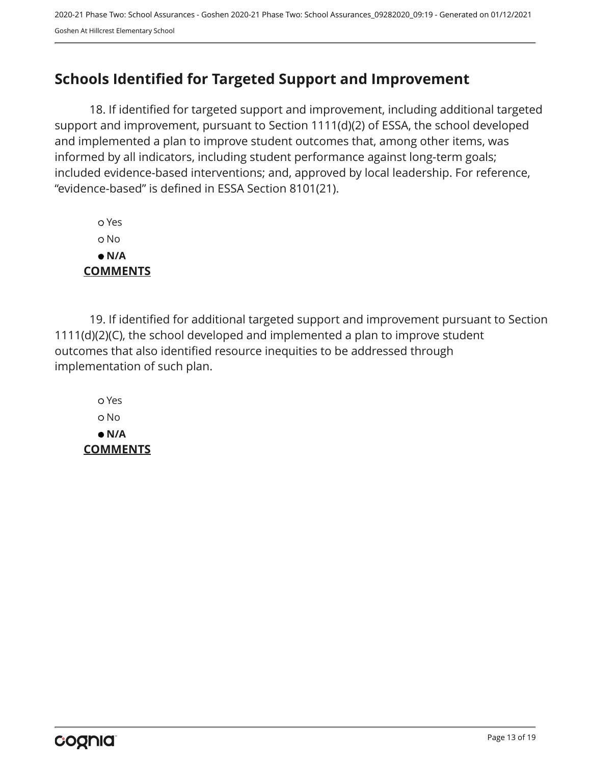## Schools Identified for Targeted Support and Improvement

18. If identified for targeted support and improvement, including additional targeted support and improvement, pursuant to Section 1111(d)(2) of ESSA, the school developed and implemented a plan to improve student outcomes that, among other items, was informed by all indicators, including student performance against long-term goals; included evidence-based interventions; and, approved by local leadership. For reference, "evidence-based" is defined in ESSA Section 8101(21).

- ○ Yes
- ○ No
- ● **N/A**

**COMMENTS**

19. If identified for additional targeted support and improvement pursuant to Section 1111(d)(2)(C), the school developed and implemented a plan to improve student outcomes that also identified resource inequities to be addressed through implementation of such plan.

- ○ Yes
- ○ No
- ● **N/A**

**COMMENTS**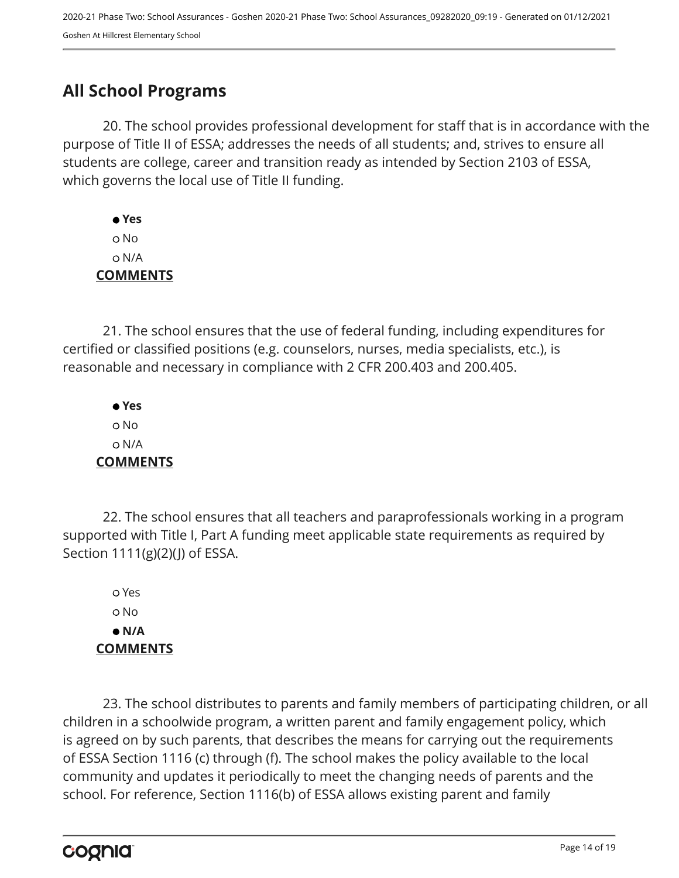## All School Programs

20. The school provides professional development for staff that is in accordance with the purpose of Title II of ESSA; addresses the needs of all students; and, strives to ensure all students are college, career and transition ready as intended by Section 2103 of ESSA, which governs the local use of Title II funding.

- ● **Yes**
- ○ No
- ○ N/A

**COMMENTS**

21. The school ensures that the use of federal funding, including expenditures for certified or classified positions (e.g. counselors, nurses, media specialists, etc.), is reasonable and necessary in compliance with 2 CFR 200.403 and 200.405.

- ● **Yes**
- ○ No
- ○ N/A

**COMMENTS**

22. The school ensures that all teachers and paraprofessionals working in a program supported with Title I, Part A funding meet applicable state requirements as required by Section 1111(g)(2)(J) of ESSA.

- ○ Yes
- ○ No
- ● **N/A**

**COMMENTS**

23. The school distributes to parents and family members of participating children, or all children in a schoolwide program, a written parent and family engagement policy, which is agreed on by such parents, that describes the means for carrying out the requirements of ESSA Section 1116 (c) through (f). The school makes the policy available to the local community and updates it periodically to meet the changing needs of parents and the school. For reference, Section 1116(b) of ESSA allows existing parent and family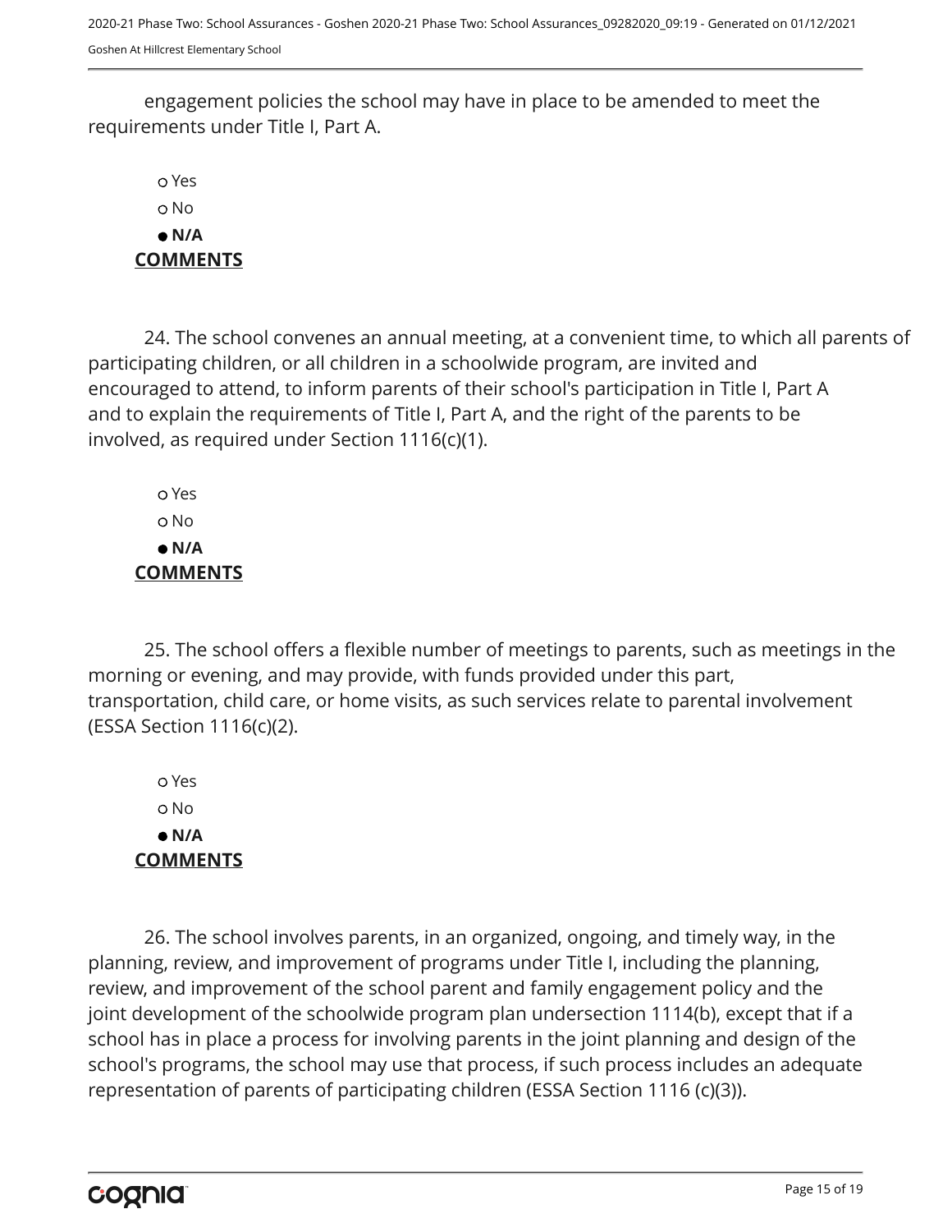engagement policies the school may have in place to be amended to meet the requirements under Title I, Part A.

- ○ Yes
- ○ No
- ● **N/A**

**COMMENTS**

24. The school convenes an annual meeting, at a convenient time, to which all parents of participating children, or all children in a schoolwide program, are invited and encouraged to attend, to inform parents of their school's participation in Title I, Part A and to explain the requirements of Title I, Part A, and the right of the parents to be involved, as required under Section 1116(c)(1).

- ○ Yes
- ○ No
- ● **N/A**

**COMMENTS**

25. The school offers a flexible number of meetings to parents, such as meetings in the morning or evening, and may provide, with funds provided under this part, transportation, child care, or home visits, as such services relate to parental involvement (ESSA Section 1116(c)(2).

- ○ Yes
- ○ No
- ● **N/A**

**COMMENTS**

26. The school involves parents, in an organized, ongoing, and timely way, in the planning, review, and improvement of programs under Title I, including the planning, review, and improvement of the school parent and family engagement policy and the joint development of the schoolwide program plan undersection 1114(b), except that if a school has in place a process for involving parents in the joint planning and design of the school's programs, the school may use that process, if such process includes an adequate representation of parents of participating children (ESSA Section 1116 (c)(3)).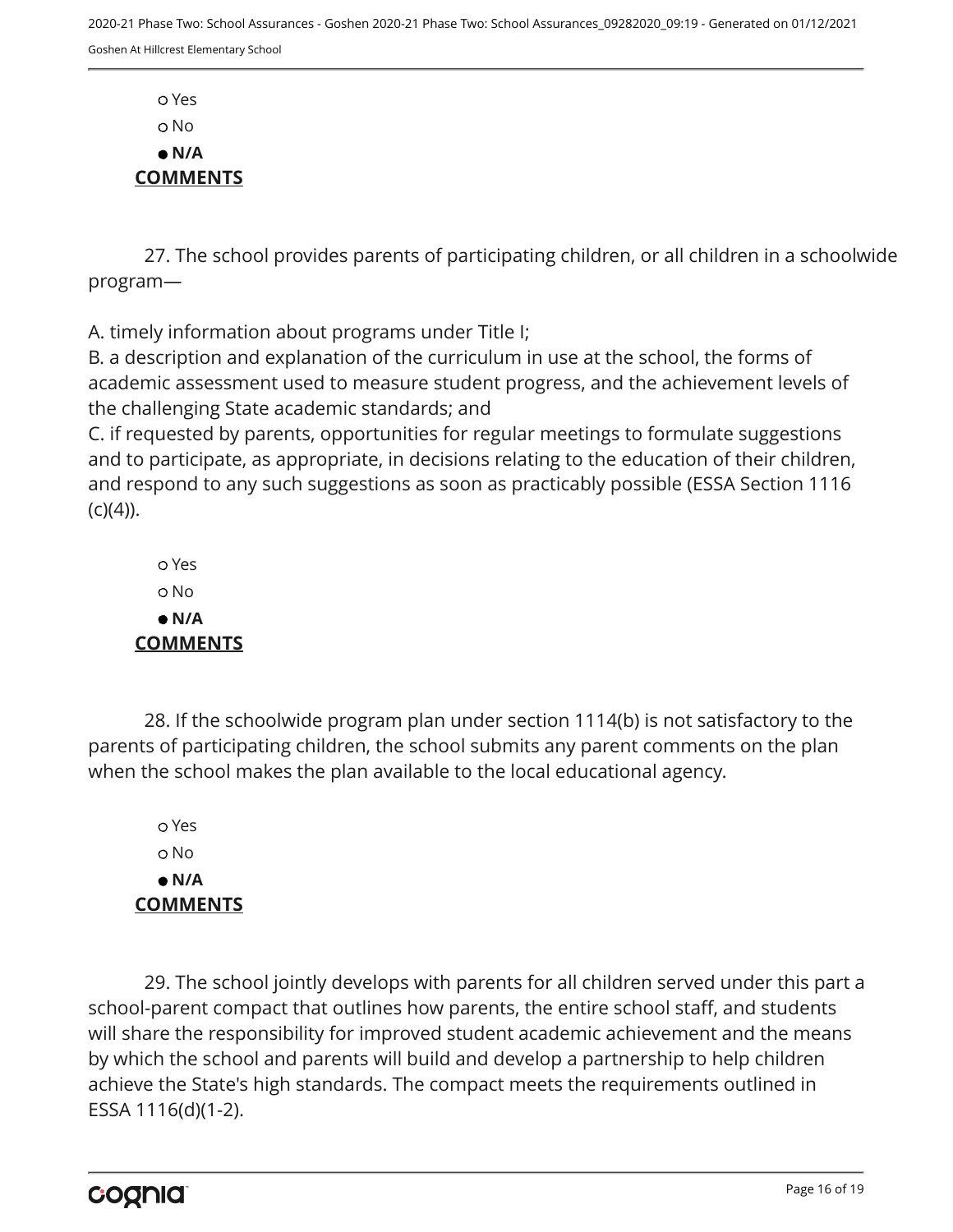○ Yes
○ No
● **N/A**

**COMMENTS**

27. The school provides parents of participating children, or all children in a schoolwide program—

A. timely information about programs under Title I;
B. a description and explanation of the curriculum in use at the school, the forms of academic assessment used to measure student progress, and the achievement levels of the challenging State academic standards; and
C. if requested by parents, opportunities for regular meetings to formulate suggestions and to participate, as appropriate, in decisions relating to the education of their children, and respond to any such suggestions as soon as practicably possible (ESSA Section 1116 (c)(4)).

○ Yes
○ No
● **N/A**

**COMMENTS**

28. If the schoolwide program plan under section 1114(b) is not satisfactory to the parents of participating children, the school submits any parent comments on the plan when the school makes the plan available to the local educational agency.

○ Yes
○ No
● **N/A**

**COMMENTS**

29. The school jointly develops with parents for all children served under this part a school-parent compact that outlines how parents, the entire school staff, and students will share the responsibility for improved student academic achievement and the means by which the school and parents will build and develop a partnership to help children achieve the State's high standards. The compact meets the requirements outlined in ESSA 1116(d)(1-2).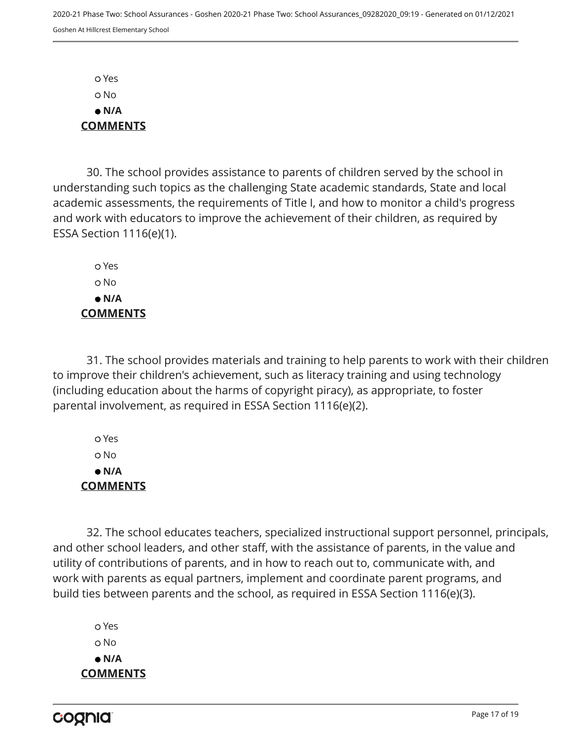- ○ Yes
- ○ No
- ● **N/A**

**COMMENTS**

30. The school provides assistance to parents of children served by the school in understanding such topics as the challenging State academic standards, State and local academic assessments, the requirements of Title I, and how to monitor a child's progress and work with educators to improve the achievement of their children, as required by ESSA Section 1116(e)(1).

- ○ Yes
- ○ No
- ● **N/A**

**COMMENTS**

31. The school provides materials and training to help parents to work with their children to improve their children's achievement, such as literacy training and using technology (including education about the harms of copyright piracy), as appropriate, to foster parental involvement, as required in ESSA Section 1116(e)(2).

- ○ Yes
- ○ No
- ● **N/A**

**COMMENTS**

32. The school educates teachers, specialized instructional support personnel, principals, and other school leaders, and other staff, with the assistance of parents, in the value and utility of contributions of parents, and in how to reach out to, communicate with, and work with parents as equal partners, implement and coordinate parent programs, and build ties between parents and the school, as required in ESSA Section 1116(e)(3).

- ○ Yes
- ○ No
- ● **N/A**

**COMMENTS**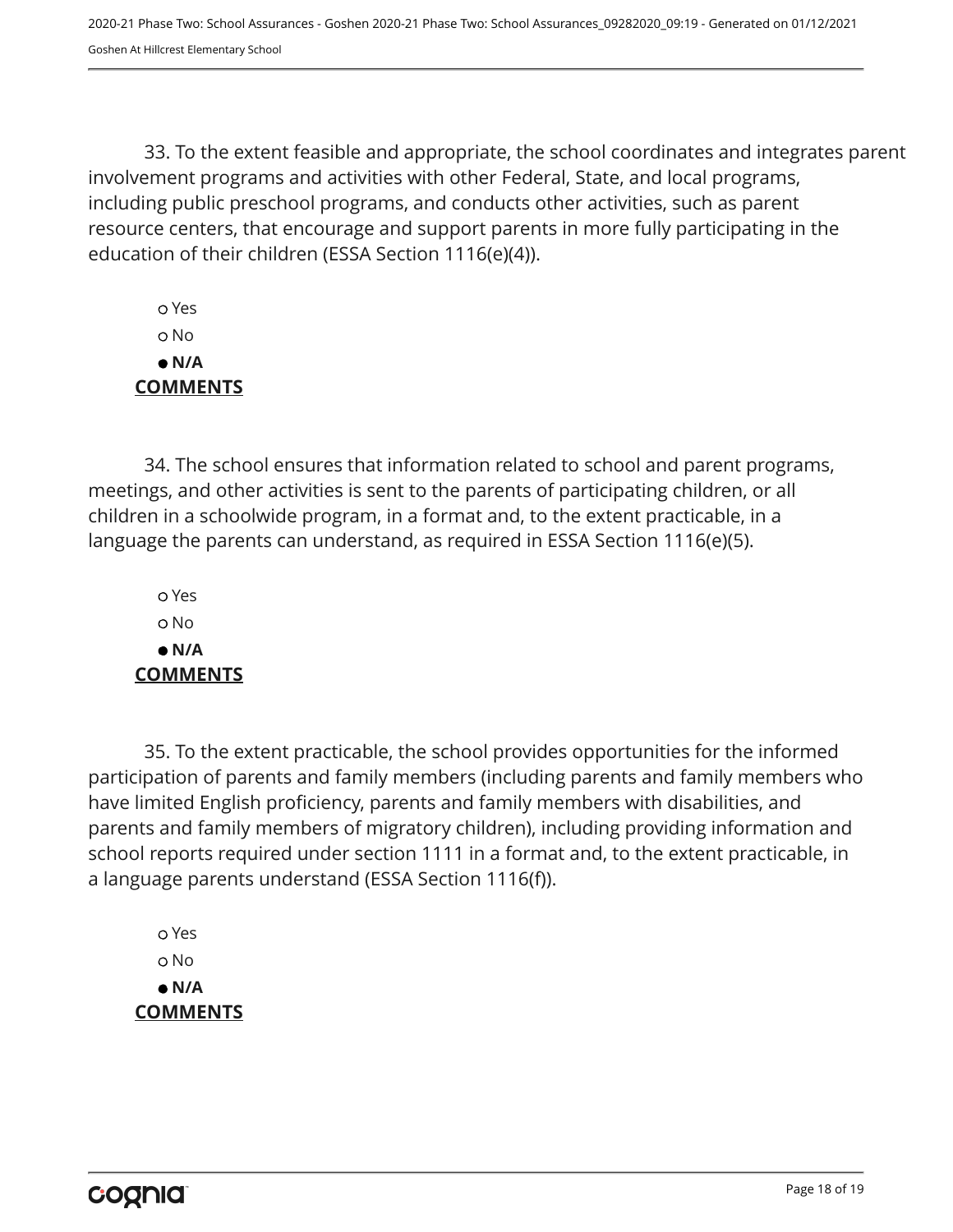33. To the extent feasible and appropriate, the school coordinates and integrates parent involvement programs and activities with other Federal, State, and local programs, including public preschool programs, and conducts other activities, such as parent resource centers, that encourage and support parents in more fully participating in the education of their children (ESSA Section 1116(e)(4)).

○ Yes
○ No
● **N/A**

**COMMENTS**

34. The school ensures that information related to school and parent programs, meetings, and other activities is sent to the parents of participating children, or all children in a schoolwide program, in a format and, to the extent practicable, in a language the parents can understand, as required in ESSA Section 1116(e)(5).

○ Yes
○ No
● **N/A**

**COMMENTS**

35. To the extent practicable, the school provides opportunities for the informed participation of parents and family members (including parents and family members who have limited English proficiency, parents and family members with disabilities, and parents and family members of migratory children), including providing information and school reports required under section 1111 in a format and, to the extent practicable, in a language parents understand (ESSA Section 1116(f)).

○ Yes
○ No
● **N/A**

**COMMENTS**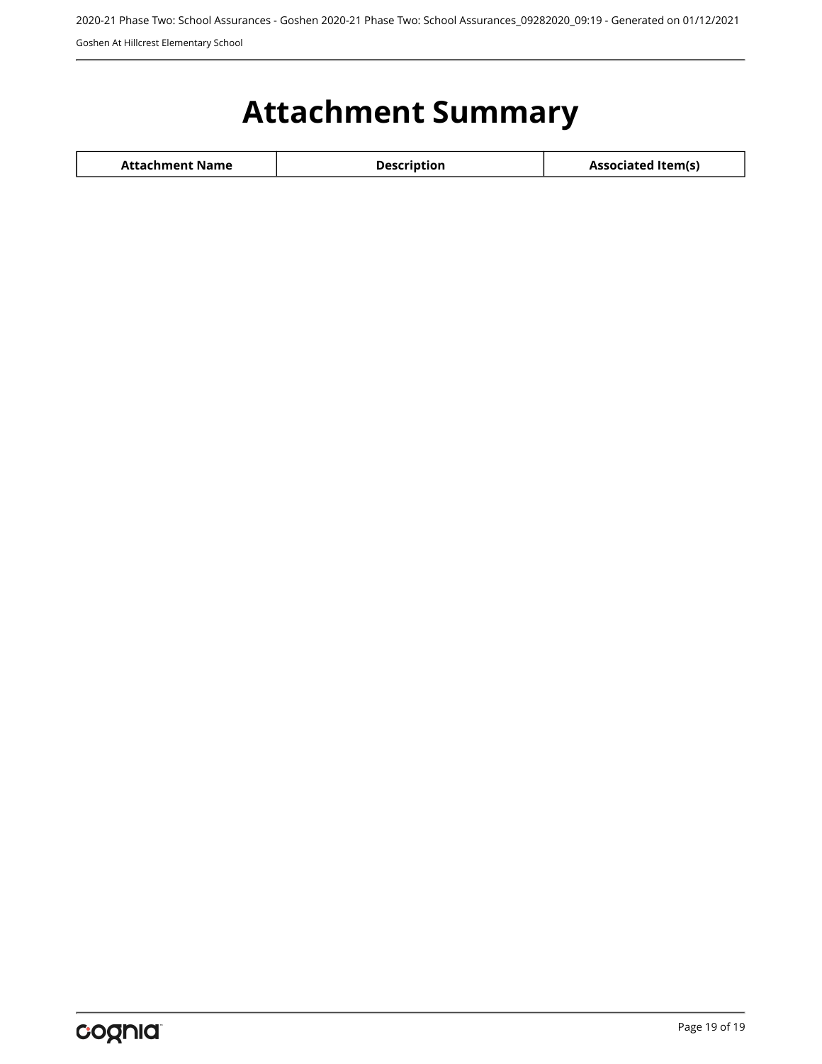# Attachment Summary

| Attachment Name | Description | Associated Item(s) |
|---|---|---|